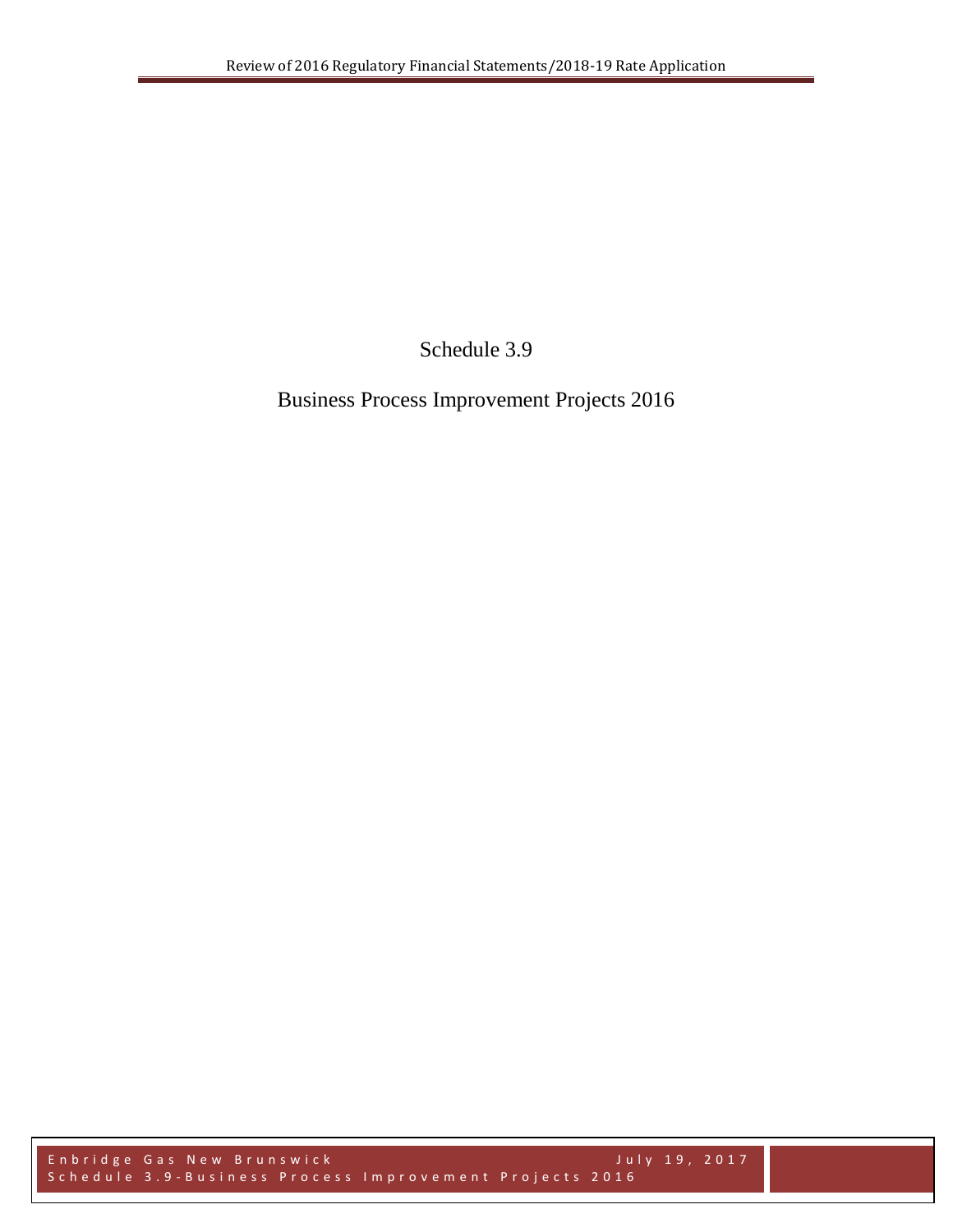# Schedule 3.9

## Business Process Improvement Projects 2016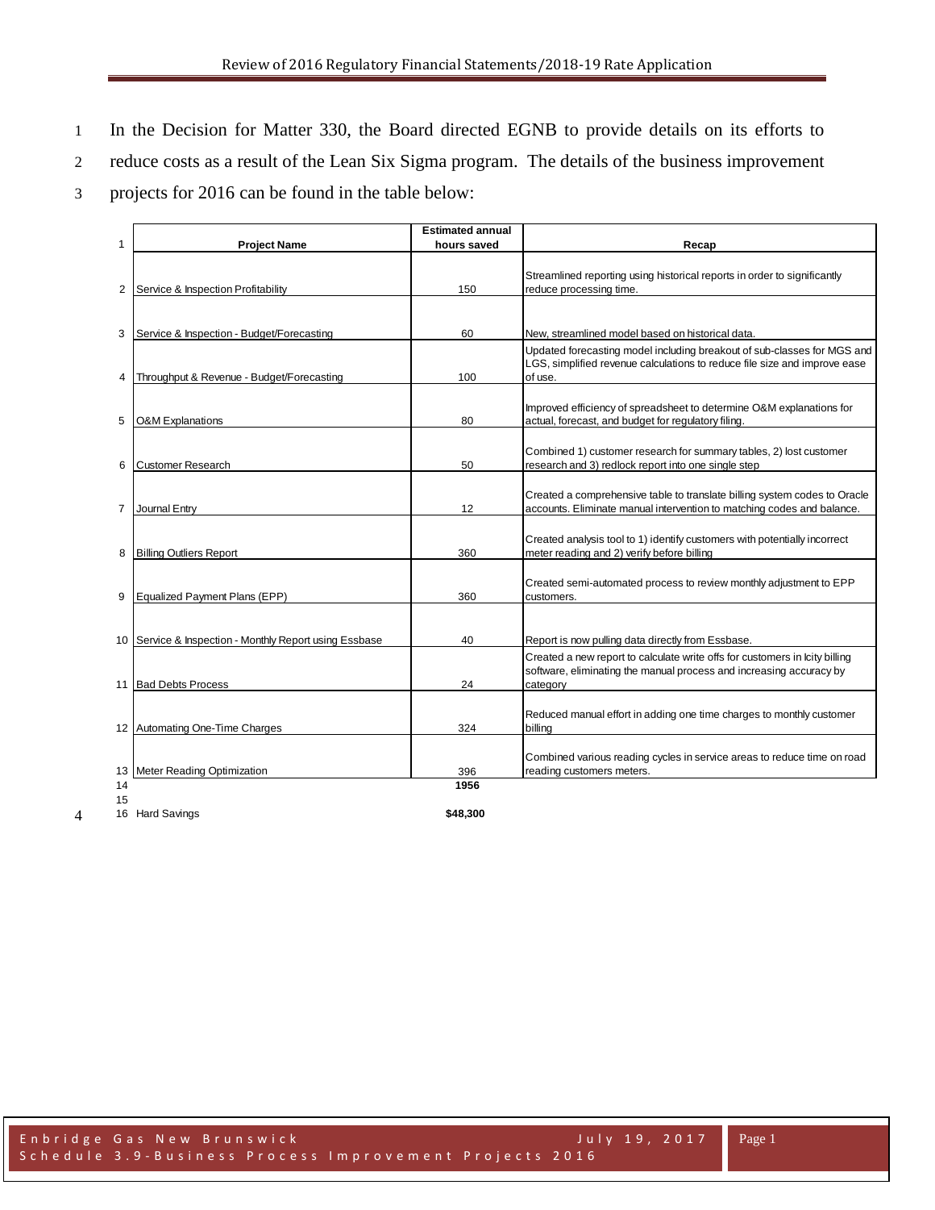In the Decision for Matter 330, the Board directed EGNB to provide details on its efforts to reduce costs as a result of the Lean Six Sigma program. The details of the business improvement projects for 2016 can be found in the table below:

| 1 | Project Name | Estimated annual hours saved | Recap |
|---|---|---|---|
| 2 | Service & Inspection Profitability | 150 | Streamlined reporting using historical reports in order to significantly reduce processing time. |
| 3 | Service & Inspection - Budget/Forecasting | 60 | New, streamlined model based on historical data. |
| 4 | Throughput & Revenue - Budget/Forecasting | 100 | Updated forecasting model including breakout of sub-classes for MGS and LGS, simplified revenue calculations to reduce file size and improve ease of use. |
| 5 | O&M Explanations | 80 | Improved efficiency of spreadsheet to determine O&M explanations for actual, forecast, and budget for regulatory filing. |
| 6 | Customer Research | 50 | Combined 1) customer research for summary tables, 2) lost customer research and 3) redlock report into one single step |
| 7 | Journal Entry | 12 | Created a comprehensive table to translate billing system codes to Oracle accounts. Eliminate manual intervention to matching codes and balance. |
| 8 | Billing Outliers Report | 360 | Created analysis tool to 1) identify customers with potentially incorrect meter reading and 2) verify before billing |
| 9 | Equalized Payment Plans (EPP) | 360 | Created semi-automated process to review monthly adjustment to EPP customers. |
| 10 | Service & Inspection - Monthly Report using Essbase | 40 | Report is now pulling data directly from Essbase. |
| 11 | Bad Debts Process | 24 | Created a new report to calculate write offs for customers in Icity billing software, eliminating the manual process and increasing accuracy by category |
| 12 | Automating One-Time Charges | 324 | Reduced manual effort in adding one time charges to monthly customer billing |
| 13 | Meter Reading Optimization | 396 | Combined various reading cycles in service areas to reduce time on road reading customers meters. |
| 14 | | **1956** | |
| 15 | | | |
| 16 | Hard Savings | **$48,300** | |